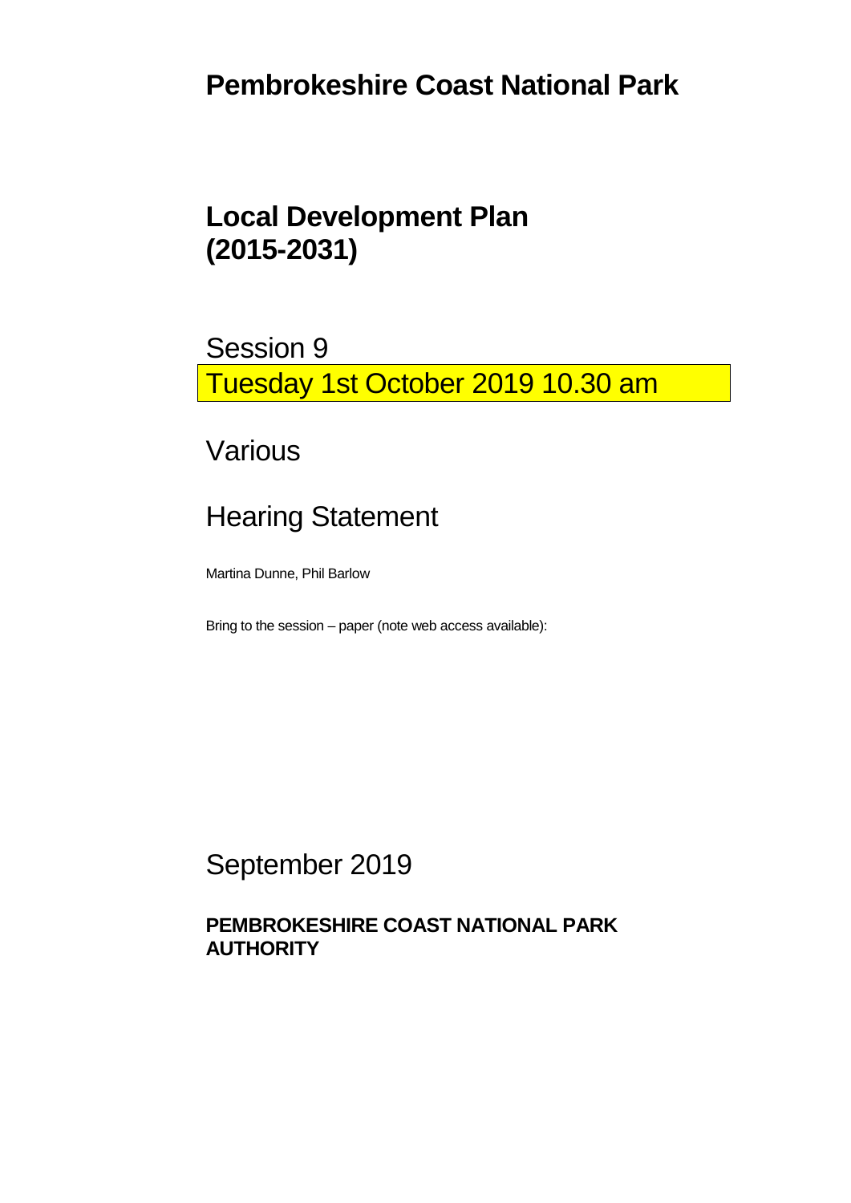# Pembrokeshire Coast National Park

## Local Development Plan (2015-2031)

Session 9

Tuesday 1st October 2019 10.30 am

Various

Hearing Statement

Martina Dunne, Phil Barlow

Bring to the session – paper (note web access available):

September 2019

**PEMBROKESHIRE COAST NATIONAL PARK AUTHORITY**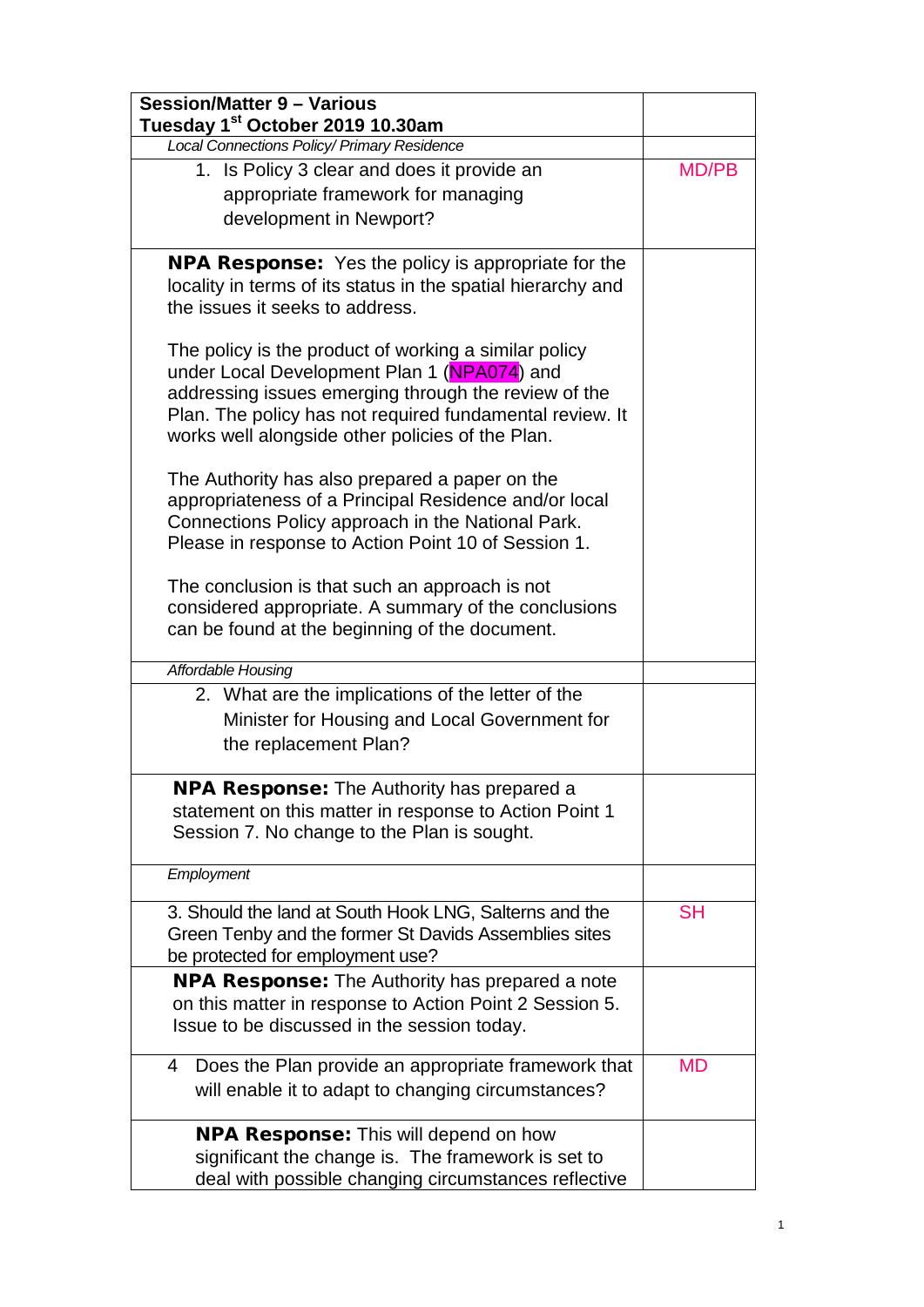| Session/Matter 9 – Various<br>Tuesday 1st October 2019 10.30am | |
|---|---|
| *Local Connections Policy/ Primary Residence* | |
| 1. Is Policy 3 clear and does it provide an appropriate framework for managing development in Newport? | MD/PB |
| **NPA Response:** Yes the policy is appropriate for the locality in terms of its status in the spatial hierarchy and the issues it seeks to address.<br><br>The policy is the product of working a similar policy under Local Development Plan 1 (NPA074) and addressing issues emerging through the review of the Plan. The policy has not required fundamental review. It works well alongside other policies of the Plan.<br><br>The Authority has also prepared a paper on the appropriateness of a Principal Residence and/or local Connections Policy approach in the National Park. Please in response to Action Point 10 of Session 1.<br><br>The conclusion is that such an approach is not considered appropriate. A summary of the conclusions can be found at the beginning of the document. | |
| *Affordable Housing* | |
| 2. What are the implications of the letter of the Minister for Housing and Local Government for the replacement Plan? | |
| **NPA Response:** The Authority has prepared a statement on this matter in response to Action Point 1 Session 7. No change to the Plan is sought. | |
| *Employment* | |
| 3. Should the land at South Hook LNG, Salterns and the Green Tenby and the former St Davids Assemblies sites be protected for employment use? | SH |
| **NPA Response:** The Authority has prepared a note on this matter in response to Action Point 2 Session 5. Issue to be discussed in the session today. | |
| 4 Does the Plan provide an appropriate framework that will enable it to adapt to changing circumstances? | MD |
| **NPA Response:** This will depend on how significant the change is. The framework is set to deal with possible changing circumstances reflective | |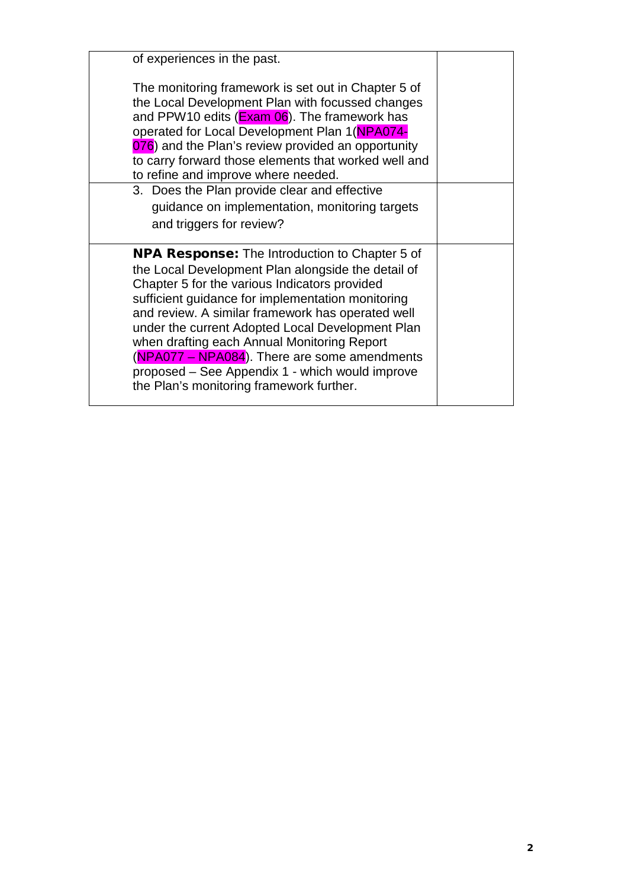| | |
|---|---|
| of experiences in the past.<br><br>The monitoring framework is set out in Chapter 5 of the Local Development Plan with focussed changes and PPW10 edits (Exam 06). The framework has operated for Local Development Plan 1(NPA074-076) and the Plan's review provided an opportunity to carry forward those elements that worked well and to refine and improve where needed. | |
| 3. Does the Plan provide clear and effective guidance on implementation, monitoring targets and triggers for review? | |
| **NPA Response:** The Introduction to Chapter 5 of the Local Development Plan alongside the detail of Chapter 5 for the various Indicators provided sufficient guidance for implementation monitoring and review. A similar framework has operated well under the current Adopted Local Development Plan when drafting each Annual Monitoring Report (NPA077 – NPA084). There are some amendments proposed – See Appendix 1 - which would improve the Plan's monitoring framework further. | |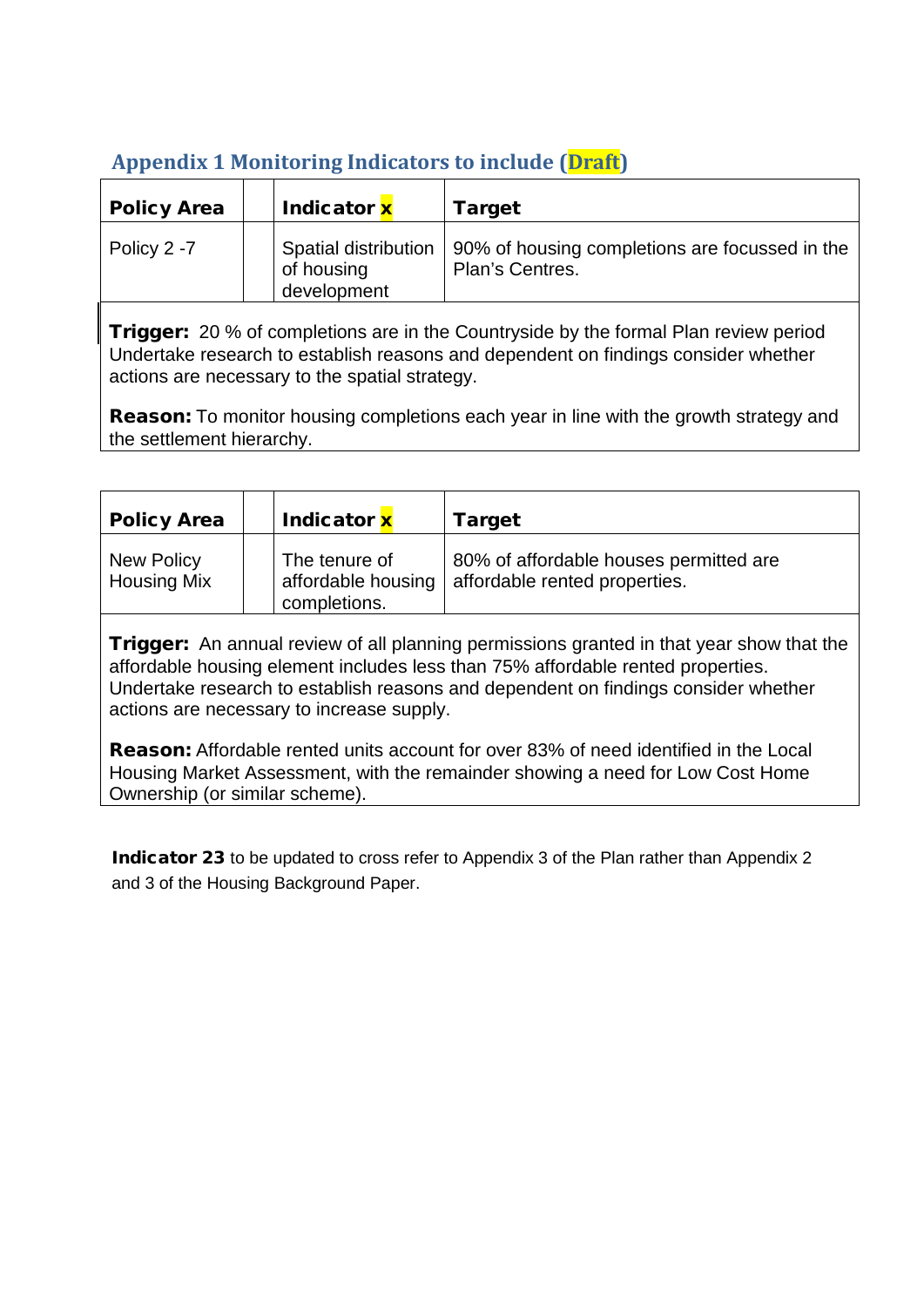## Appendix 1 Monitoring Indicators to include (Draft)

| Policy Area | | Indicator x | Target |
|---|---|---|---|
| Policy 2 -7 | | Spatial distribution of housing development | 90% of housing completions are focussed in the Plan's Centres. |

**Trigger:** 20 % of completions are in the Countryside by the formal Plan review period Undertake research to establish reasons and dependent on findings consider whether actions are necessary to the spatial strategy.

**Reason:** To monitor housing completions each year in line with the growth strategy and the settlement hierarchy.

| Policy Area | | Indicator x | Target |
|---|---|---|---|
| New Policy Housing Mix | | The tenure of affordable housing completions. | 80% of affordable houses permitted are affordable rented properties. |

**Trigger:** An annual review of all planning permissions granted in that year show that the affordable housing element includes less than 75% affordable rented properties. Undertake research to establish reasons and dependent on findings consider whether actions are necessary to increase supply.

**Reason:** Affordable rented units account for over 83% of need identified in the Local Housing Market Assessment, with the remainder showing a need for Low Cost Home Ownership (or similar scheme).

**Indicator 23** to be updated to cross refer to Appendix 3 of the Plan rather than Appendix 2 and 3 of the Housing Background Paper.